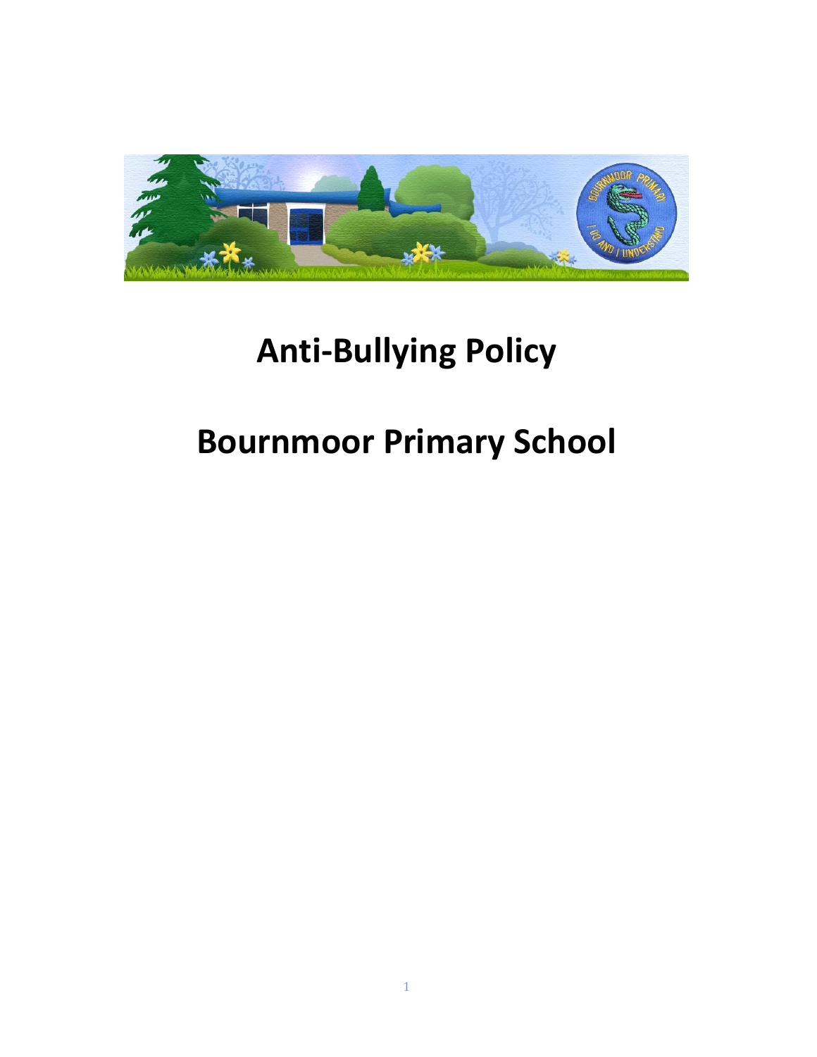# Anti-Bullying Policy

# Bournmoor Primary School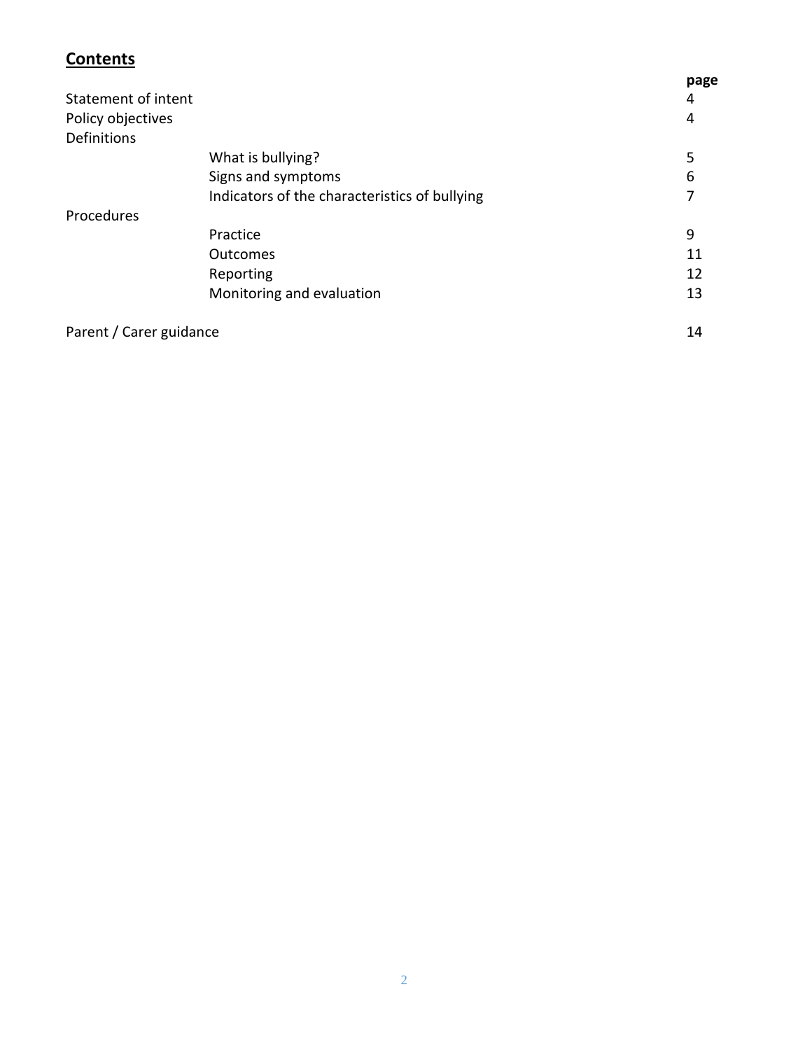## **Contents**

| | | **page** |
|---|---|---|
| Statement of intent | | 4 |
| Policy objectives | | 4 |
| Definitions | | |
| | What is bullying? | 5 |
| | Signs and symptoms | 6 |
| | Indicators of the characteristics of bullying | 7 |
| Procedures | | |
| | Practice | 9 |
| | Outcomes | 11 |
| | Reporting | 12 |
| | Monitoring and evaluation | 13 |
| Parent / Carer guidance | | 14 |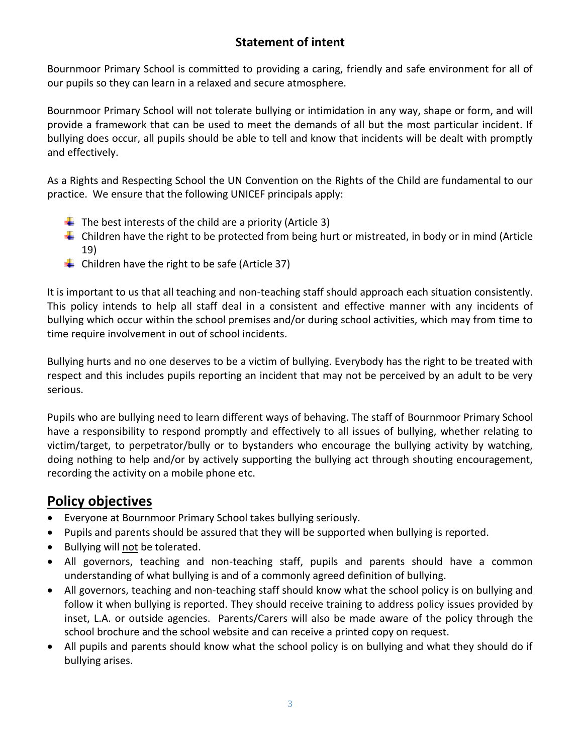## Statement of intent

Bournmoor Primary School is committed to providing a caring, friendly and safe environment for all of our pupils so they can learn in a relaxed and secure atmosphere.

Bournmoor Primary School will not tolerate bullying or intimidation in any way, shape or form, and will provide a framework that can be used to meet the demands of all but the most particular incident. If bullying does occur, all pupils should be able to tell and know that incidents will be dealt with promptly and effectively.

As a Rights and Respecting School the UN Convention on the Rights of the Child are fundamental to our practice. We ensure that the following UNICEF principals apply:

- The best interests of the child are a priority (Article 3)
- Children have the right to be protected from being hurt or mistreated, in body or in mind (Article 19)
- Children have the right to be safe (Article 37)

It is important to us that all teaching and non-teaching staff should approach each situation consistently. This policy intends to help all staff deal in a consistent and effective manner with any incidents of bullying which occur within the school premises and/or during school activities, which may from time to time require involvement in out of school incidents.

Bullying hurts and no one deserves to be a victim of bullying. Everybody has the right to be treated with respect and this includes pupils reporting an incident that may not be perceived by an adult to be very serious.

Pupils who are bullying need to learn different ways of behaving. The staff of Bournmoor Primary School have a responsibility to respond promptly and effectively to all issues of bullying, whether relating to victim/target, to perpetrator/bully or to bystanders who encourage the bullying activity by watching, doing nothing to help and/or by actively supporting the bullying act through shouting encouragement, recording the activity on a mobile phone etc.

## Policy objectives

- Everyone at Bournmoor Primary School takes bullying seriously.
- Pupils and parents should be assured that they will be supported when bullying is reported.
- Bullying will not be tolerated.
- All governors, teaching and non-teaching staff, pupils and parents should have a common understanding of what bullying is and of a commonly agreed definition of bullying.
- All governors, teaching and non-teaching staff should know what the school policy is on bullying and follow it when bullying is reported. They should receive training to address policy issues provided by inset, L.A. or outside agencies. Parents/Carers will also be made aware of the policy through the school brochure and the school website and can receive a printed copy on request.
- All pupils and parents should know what the school policy is on bullying and what they should do if bullying arises.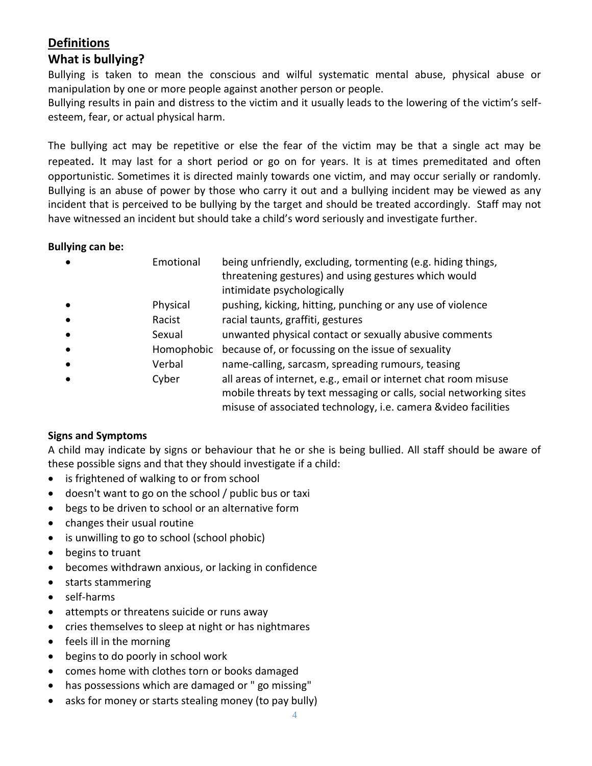## Definitions

### What is bullying?

Bullying is taken to mean the conscious and wilful systematic mental abuse, physical abuse or manipulation by one or more people against another person or people.

Bullying results in pain and distress to the victim and it usually leads to the lowering of the victim's self-esteem, fear, or actual physical harm.

The bullying act may be repetitive or else the fear of the victim may be that a single act may be repeated. It may last for a short period or go on for years. It is at times premeditated and often opportunistic. Sometimes it is directed mainly towards one victim, and may occur serially or randomly. Bullying is an abuse of power by those who carry it out and a bullying incident may be viewed as any incident that is perceived to be bullying by the target and should be treated accordingly. Staff may not have witnessed an incident but should take a child's word seriously and investigate further.

**Bullying can be:**

- Emotional — being unfriendly, excluding, tormenting (e.g. hiding things, threatening gestures) and using gestures which would intimidate psychologically
- Physical — pushing, kicking, hitting, punching or any use of violence
- Racist — racial taunts, graffiti, gestures
- Sexual — unwanted physical contact or sexually abusive comments
- Homophobic — because of, or focussing on the issue of sexuality
- Verbal — name-calling, sarcasm, spreading rumours, teasing
- Cyber — all areas of internet, e.g., email or internet chat room misuse mobile threats by text messaging or calls, social networking sites misuse of associated technology, i.e. camera &video facilities

**Signs and Symptoms**

A child may indicate by signs or behaviour that he or she is being bullied. All staff should be aware of these possible signs and that they should investigate if a child:

- is frightened of walking to or from school
- doesn't want to go on the school / public bus or taxi
- begs to be driven to school or an alternative form
- changes their usual routine
- is unwilling to go to school (school phobic)
- begins to truant
- becomes withdrawn anxious, or lacking in confidence
- starts stammering
- self-harms
- attempts or threatens suicide or runs away
- cries themselves to sleep at night or has nightmares
- feels ill in the morning
- begins to do poorly in school work
- comes home with clothes torn or books damaged
- has possessions which are damaged or " go missing"
- asks for money or starts stealing money (to pay bully)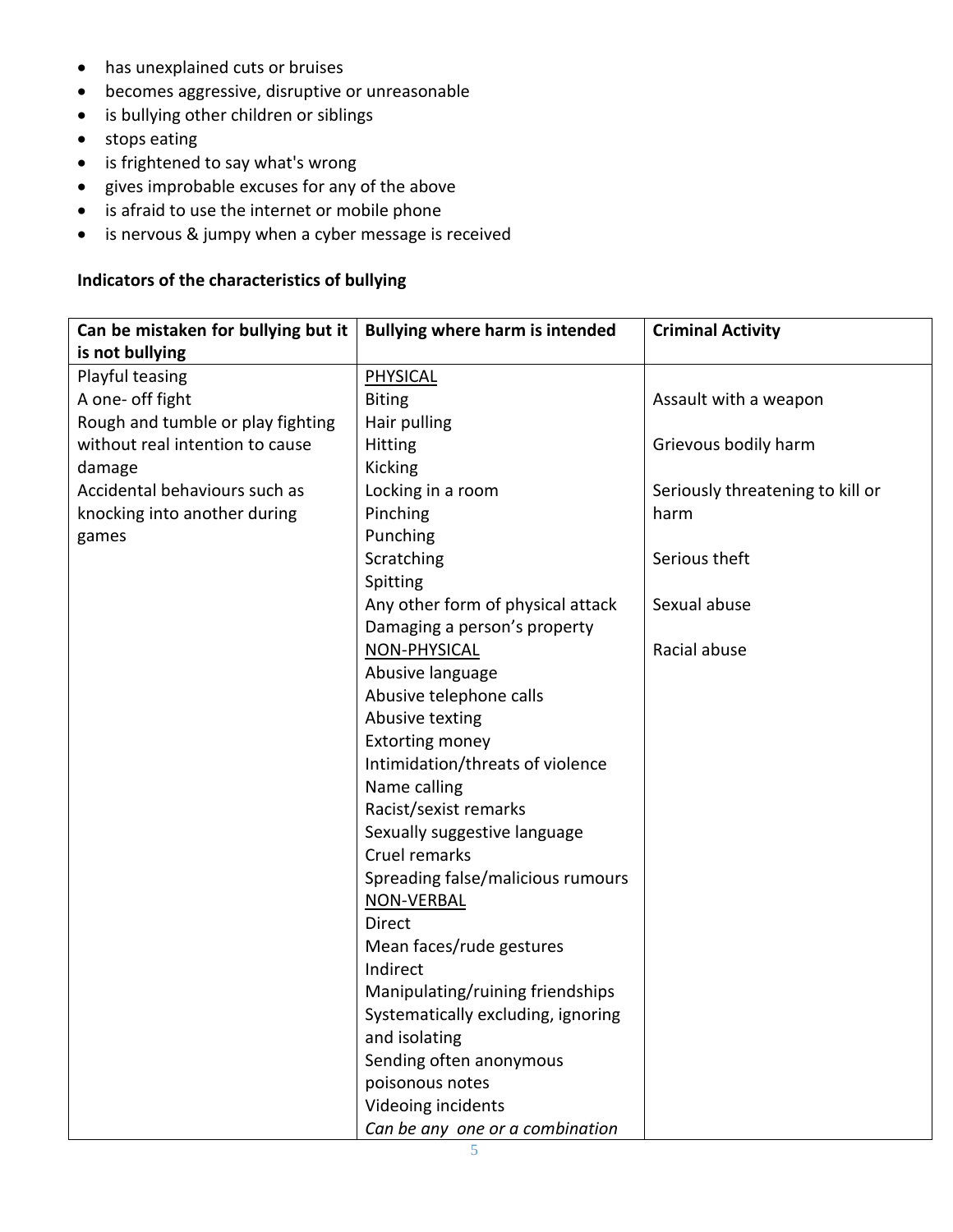- has unexplained cuts or bruises
- becomes aggressive, disruptive or unreasonable
- is bullying other children or siblings
- stops eating
- is frightened to say what's wrong
- gives improbable excuses for any of the above
- is afraid to use the internet or mobile phone
- is nervous & jumpy when a cyber message is received

**Indicators of the characteristics of bullying**

| Can be mistaken for bullying but it is not bullying | Bullying where harm is intended | Criminal Activity |
|---|---|---|
| Playful teasing<br>A one- off fight<br>Rough and tumble or play fighting without real intention to cause damage<br>Accidental behaviours such as knocking into another during games | <u>PHYSICAL</u><br>Biting<br>Hair pulling<br>Hitting<br>Kicking<br>Locking in a room<br>Pinching<br>Punching<br>Scratching<br>Spitting<br>Any other form of physical attack<br>Damaging a person's property<br><u>NON-PHYSICAL</u><br>Abusive language<br>Abusive telephone calls<br>Abusive texting<br>Extorting money<br>Intimidation/threats of violence<br>Name calling<br>Racist/sexist remarks<br>Sexually suggestive language<br>Cruel remarks<br>Spreading false/malicious rumours<br><u>NON-VERBAL</u><br>Direct<br>Mean faces/rude gestures<br>Indirect<br>Manipulating/ruining friendships<br>Systematically excluding, ignoring and isolating<br>Sending often anonymous poisonous notes<br>Videoing incidents<br>*Can be any one or a combination* | Assault with a weapon<br><br>Grievous bodily harm<br><br>Seriously threatening to kill or harm<br><br>Serious theft<br><br>Sexual abuse<br><br>Racial abuse |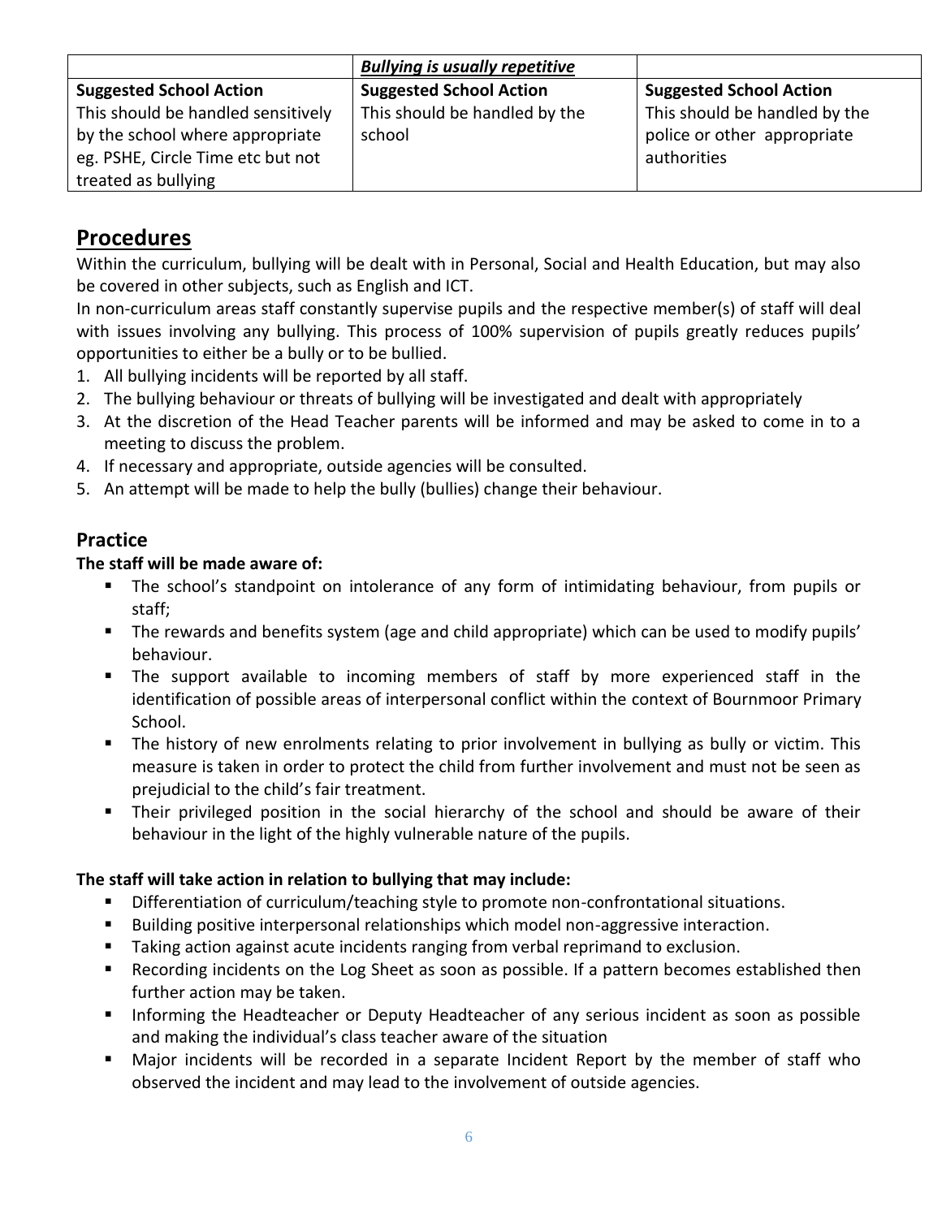| | ***Bullying is usually repetitive*** | |
|---|---|---|
| **Suggested School Action** This should be handled sensitively by the school where appropriate eg. PSHE, Circle Time etc but not treated as bullying | **Suggested School Action** This should be handled by the school | **Suggested School Action** This should be handled by the police or other appropriate authorities |

## Procedures

Within the curriculum, bullying will be dealt with in Personal, Social and Health Education, but may also be covered in other subjects, such as English and ICT.

In non-curriculum areas staff constantly supervise pupils and the respective member(s) of staff will deal with issues involving any bullying. This process of 100% supervision of pupils greatly reduces pupils' opportunities to either be a bully or to be bullied.

1. All bullying incidents will be reported by all staff.
2. The bullying behaviour or threats of bullying will be investigated and dealt with appropriately
3. At the discretion of the Head Teacher parents will be informed and may be asked to come in to a meeting to discuss the problem.
4. If necessary and appropriate, outside agencies will be consulted.
5. An attempt will be made to help the bully (bullies) change their behaviour.

### Practice

**The staff will be made aware of:**

- The school's standpoint on intolerance of any form of intimidating behaviour, from pupils or staff;
- The rewards and benefits system (age and child appropriate) which can be used to modify pupils' behaviour.
- The support available to incoming members of staff by more experienced staff in the identification of possible areas of interpersonal conflict within the context of Bournmoor Primary School.
- The history of new enrolments relating to prior involvement in bullying as bully or victim. This measure is taken in order to protect the child from further involvement and must not be seen as prejudicial to the child's fair treatment.
- Their privileged position in the social hierarchy of the school and should be aware of their behaviour in the light of the highly vulnerable nature of the pupils.

**The staff will take action in relation to bullying that may include:**

- Differentiation of curriculum/teaching style to promote non-confrontational situations.
- Building positive interpersonal relationships which model non-aggressive interaction.
- Taking action against acute incidents ranging from verbal reprimand to exclusion.
- Recording incidents on the Log Sheet as soon as possible. If a pattern becomes established then further action may be taken.
- Informing the Headteacher or Deputy Headteacher of any serious incident as soon as possible and making the individual's class teacher aware of the situation
- Major incidents will be recorded in a separate Incident Report by the member of staff who observed the incident and may lead to the involvement of outside agencies.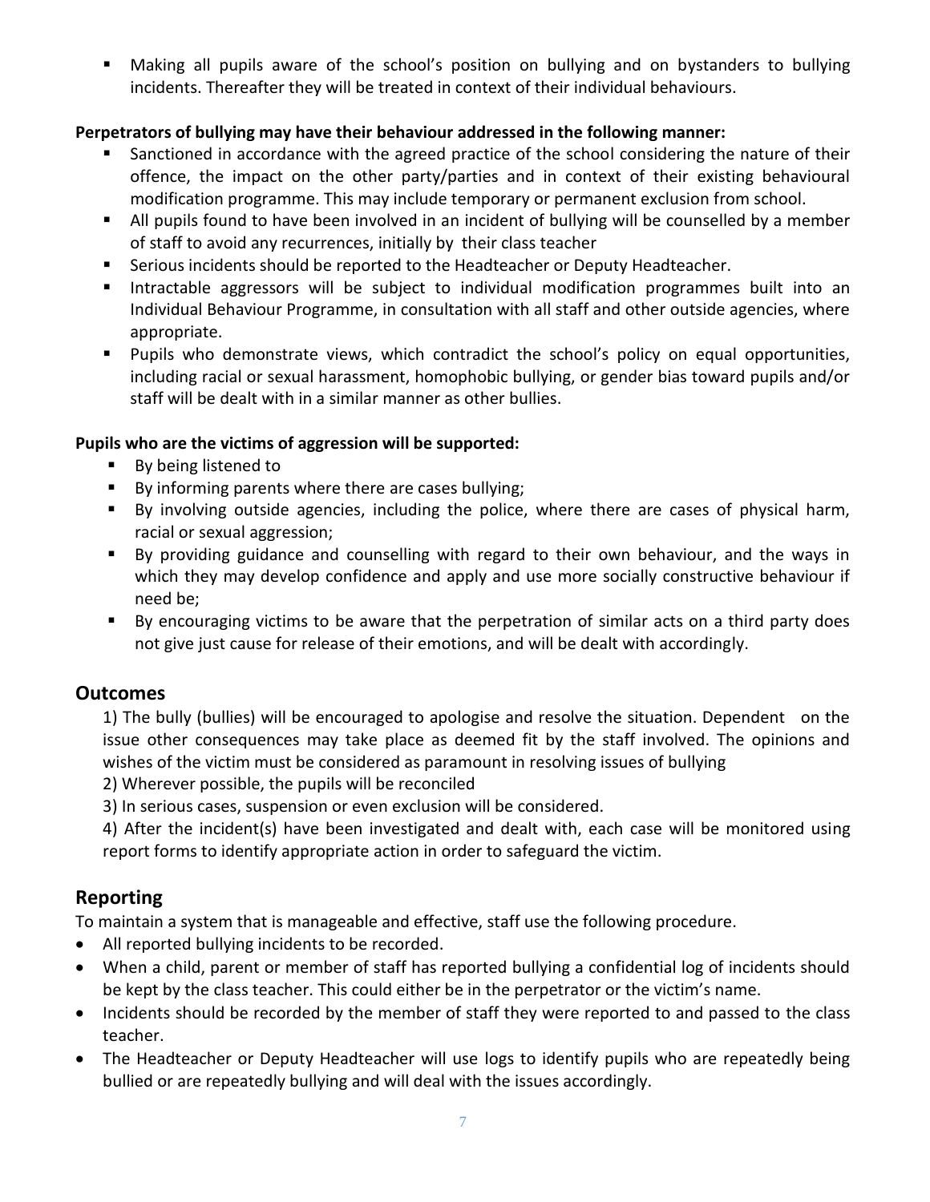- Making all pupils aware of the school's position on bullying and on bystanders to bullying incidents. Thereafter they will be treated in context of their individual behaviours.

**Perpetrators of bullying may have their behaviour addressed in the following manner:**

- Sanctioned in accordance with the agreed practice of the school considering the nature of their offence, the impact on the other party/parties and in context of their existing behavioural modification programme. This may include temporary or permanent exclusion from school.
- All pupils found to have been involved in an incident of bullying will be counselled by a member of staff to avoid any recurrences, initially by their class teacher
- Serious incidents should be reported to the Headteacher or Deputy Headteacher.
- Intractable aggressors will be subject to individual modification programmes built into an Individual Behaviour Programme, in consultation with all staff and other outside agencies, where appropriate.
- Pupils who demonstrate views, which contradict the school's policy on equal opportunities, including racial or sexual harassment, homophobic bullying, or gender bias toward pupils and/or staff will be dealt with in a similar manner as other bullies.

**Pupils who are the victims of aggression will be supported:**

- By being listened to
- By informing parents where there are cases bullying;
- By involving outside agencies, including the police, where there are cases of physical harm, racial or sexual aggression;
- By providing guidance and counselling with regard to their own behaviour, and the ways in which they may develop confidence and apply and use more socially constructive behaviour if need be;
- By encouraging victims to be aware that the perpetration of similar acts on a third party does not give just cause for release of their emotions, and will be dealt with accordingly.

## Outcomes

1) The bully (bullies) will be encouraged to apologise and resolve the situation. Dependent on the issue other consequences may take place as deemed fit by the staff involved. The opinions and wishes of the victim must be considered as paramount in resolving issues of bullying

2) Wherever possible, the pupils will be reconciled

3) In serious cases, suspension or even exclusion will be considered.

4) After the incident(s) have been investigated and dealt with, each case will be monitored using report forms to identify appropriate action in order to safeguard the victim.

## Reporting

To maintain a system that is manageable and effective, staff use the following procedure.

- All reported bullying incidents to be recorded.
- When a child, parent or member of staff has reported bullying a confidential log of incidents should be kept by the class teacher. This could either be in the perpetrator or the victim's name.
- Incidents should be recorded by the member of staff they were reported to and passed to the class teacher.
- The Headteacher or Deputy Headteacher will use logs to identify pupils who are repeatedly being bullied or are repeatedly bullying and will deal with the issues accordingly.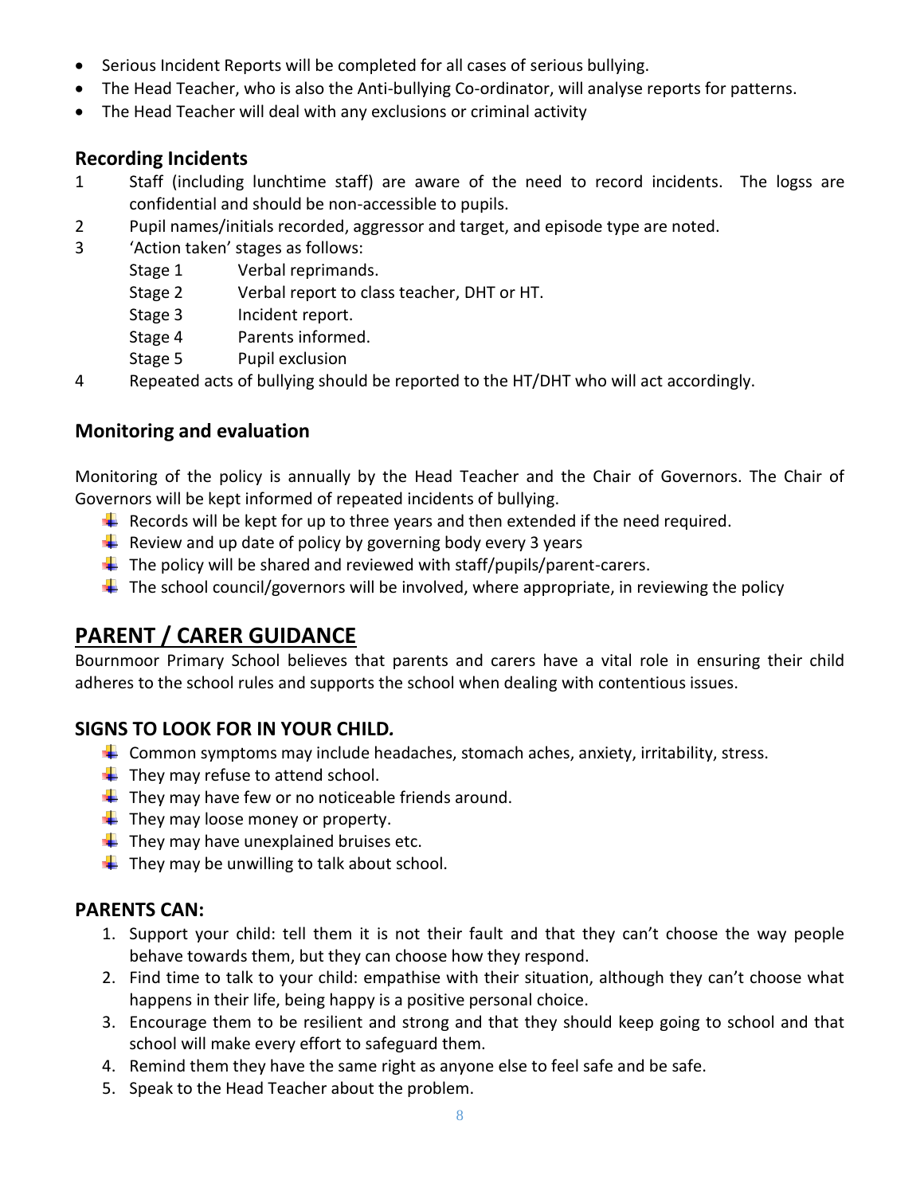- Serious Incident Reports will be completed for all cases of serious bullying.
- The Head Teacher, who is also the Anti-bullying Co-ordinator, will analyse reports for patterns.
- The Head Teacher will deal with any exclusions or criminal activity

### Recording Incidents

1. Staff (including lunchtime staff) are aware of the need to record incidents. The logss are confidential and should be non-accessible to pupils.
2. Pupil names/initials recorded, aggressor and target, and episode type are noted.
3. 'Action taken' stages as follows:
   - Stage 1 Verbal reprimands.
   - Stage 2 Verbal report to class teacher, DHT or HT.
   - Stage 3 Incident report.
   - Stage 4 Parents informed.
   - Stage 5 Pupil exclusion
4. Repeated acts of bullying should be reported to the HT/DHT who will act accordingly.

### Monitoring and evaluation

Monitoring of the policy is annually by the Head Teacher and the Chair of Governors. The Chair of Governors will be kept informed of repeated incidents of bullying.

- Records will be kept for up to three years and then extended if the need required.
- Review and up date of policy by governing body every 3 years
- The policy will be shared and reviewed with staff/pupils/parent-carers.
- The school council/governors will be involved, where appropriate, in reviewing the policy

## PARENT / CARER GUIDANCE

Bournmoor Primary School believes that parents and carers have a vital role in ensuring their child adheres to the school rules and supports the school when dealing with contentious issues.

### SIGNS TO LOOK FOR IN YOUR CHILD*.*

- Common symptoms may include headaches, stomach aches, anxiety, irritability, stress.
- They may refuse to attend school.
- They may have few or no noticeable friends around.
- They may loose money or property.
- They may have unexplained bruises etc.
- They may be unwilling to talk about school.

### PARENTS CAN:

1. Support your child: tell them it is not their fault and that they can't choose the way people behave towards them, but they can choose how they respond.
2. Find time to talk to your child: empathise with their situation, although they can't choose what happens in their life, being happy is a positive personal choice.
3. Encourage them to be resilient and strong and that they should keep going to school and that school will make every effort to safeguard them.
4. Remind them they have the same right as anyone else to feel safe and be safe.
5. Speak to the Head Teacher about the problem.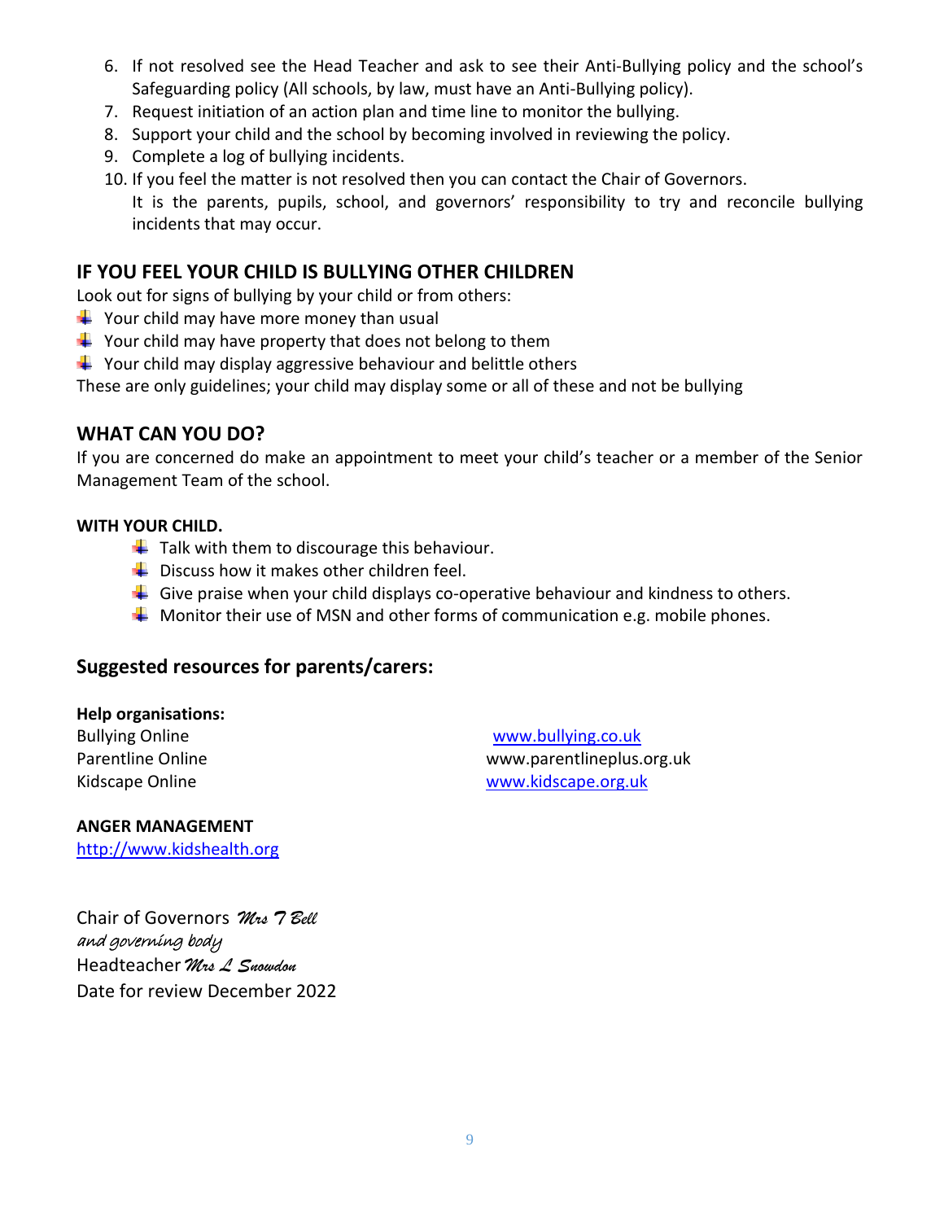6. If not resolved see the Head Teacher and ask to see their Anti-Bullying policy and the school's Safeguarding policy (All schools, by law, must have an Anti-Bullying policy).
7. Request initiation of an action plan and time line to monitor the bullying.
8. Support your child and the school by becoming involved in reviewing the policy.
9. Complete a log of bullying incidents.
10. If you feel the matter is not resolved then you can contact the Chair of Governors.
    It is the parents, pupils, school, and governors' responsibility to try and reconcile bullying incidents that may occur.

## IF YOU FEEL YOUR CHILD IS BULLYING OTHER CHILDREN

Look out for signs of bullying by your child or from others:

- Your child may have more money than usual
- Your child may have property that does not belong to them
- Your child may display aggressive behaviour and belittle others

These are only guidelines; your child may display some or all of these and not be bullying

## WHAT CAN YOU DO?

If you are concerned do make an appointment to meet your child's teacher or a member of the Senior Management Team of the school.

**WITH YOUR CHILD.**

- Talk with them to discourage this behaviour.
- Discuss how it makes other children feel.
- Give praise when your child displays co-operative behaviour and kindness to others.
- Monitor their use of MSN and other forms of communication e.g. mobile phones.

## Suggested resources for parents/carers:

**Help organisations:**

| | |
|---|---|
| Bullying Online | www.bullying.co.uk |
| Parentline Online | www.parentlineplus.org.uk |
| Kidscape Online | www.kidscape.org.uk |

**ANGER MANAGEMENT**

http://www.kidshealth.org

Chair of Governors *Mrs T Bell*
*and governing body*
Headteacher *Mrs L Snowdon*
Date for review December 2022